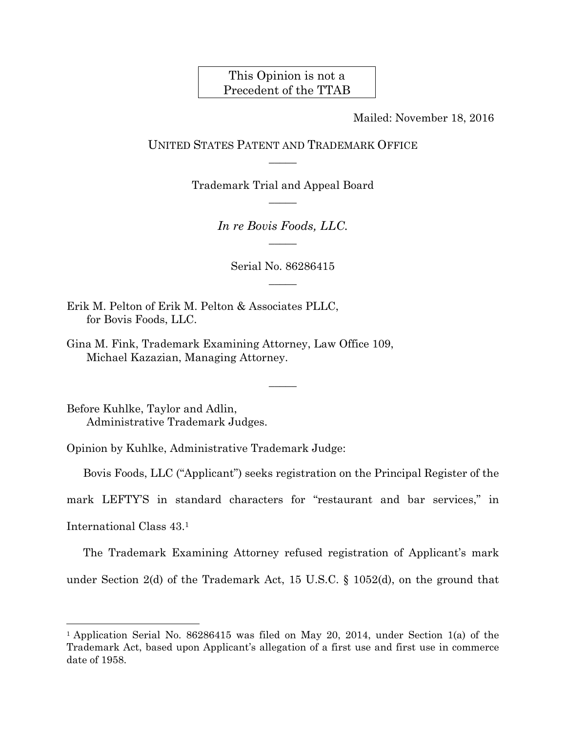This Opinion is not a Precedent of the TTAB

Mailed: November 18, 2016

UNITED STATES PATENT AND TRADEMARK OFFICE

Trademark Trial and Appeal Board

*In re Bovis Foods, LLC.*

Serial No. 86286415

Erik M. Pelton of Erik M. Pelton & Associates PLLC,
for Bovis Foods, LLC.

Gina M. Fink, Trademark Examining Attorney, Law Office 109,
Michael Kazazian, Managing Attorney.

Before Kuhlke, Taylor and Adlin,
Administrative Trademark Judges.

Opinion by Kuhlke, Administrative Trademark Judge:

Bovis Foods, LLC ("Applicant") seeks registration on the Principal Register of the mark LEFTY'S in standard characters for "restaurant and bar services," in International Class 43.[1]

The Trademark Examining Attorney refused registration of Applicant's mark under Section 2(d) of the Trademark Act, 15 U.S.C. § 1052(d), on the ground that

[1] Application Serial No. 86286415 was filed on May 20, 2014, under Section 1(a) of the Trademark Act, based upon Applicant's allegation of a first use and first use in commerce date of 1958.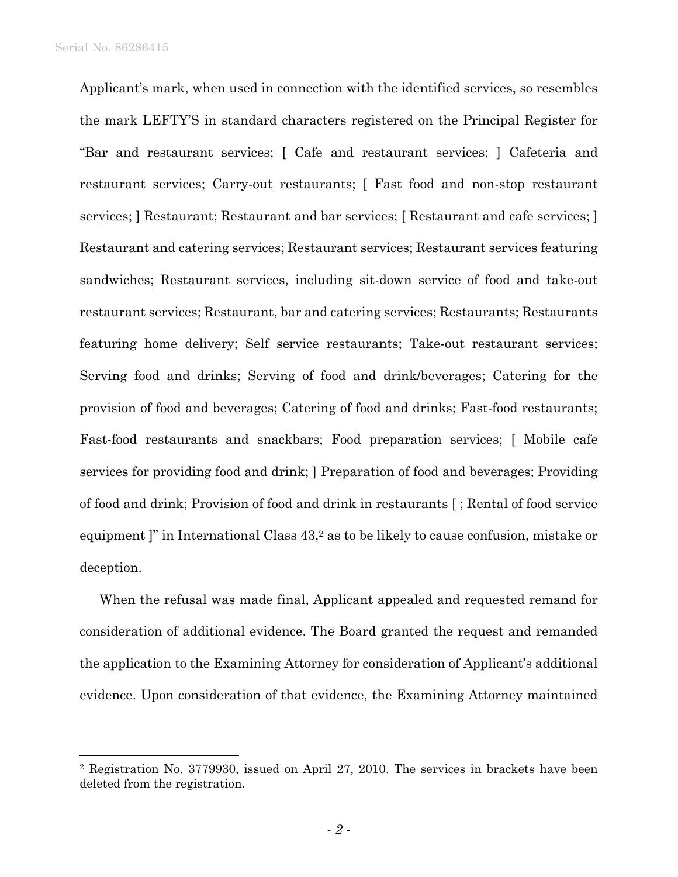Applicant's mark, when used in connection with the identified services, so resembles the mark LEFTY'S in standard characters registered on the Principal Register for "Bar and restaurant services; [ Cafe and restaurant services; ] Cafeteria and restaurant services; Carry-out restaurants; [ Fast food and non-stop restaurant services; ] Restaurant; Restaurant and bar services; [ Restaurant and cafe services; ] Restaurant and catering services; Restaurant services; Restaurant services featuring sandwiches; Restaurant services, including sit-down service of food and take-out restaurant services; Restaurant, bar and catering services; Restaurants; Restaurants featuring home delivery; Self service restaurants; Take-out restaurant services; Serving food and drinks; Serving of food and drink/beverages; Catering for the provision of food and beverages; Catering of food and drinks; Fast-food restaurants; Fast-food restaurants and snackbars; Food preparation services; [ Mobile cafe services for providing food and drink; ] Preparation of food and beverages; Providing of food and drink; Provision of food and drink in restaurants [ ; Rental of food service equipment ]" in International Class 43,[2] as to be likely to cause confusion, mistake or deception.

When the refusal was made final, Applicant appealed and requested remand for consideration of additional evidence. The Board granted the request and remanded the application to the Examining Attorney for consideration of Applicant's additional evidence. Upon consideration of that evidence, the Examining Attorney maintained

---

[2] Registration No. 3779930, issued on April 27, 2010. The services in brackets have been deleted from the registration.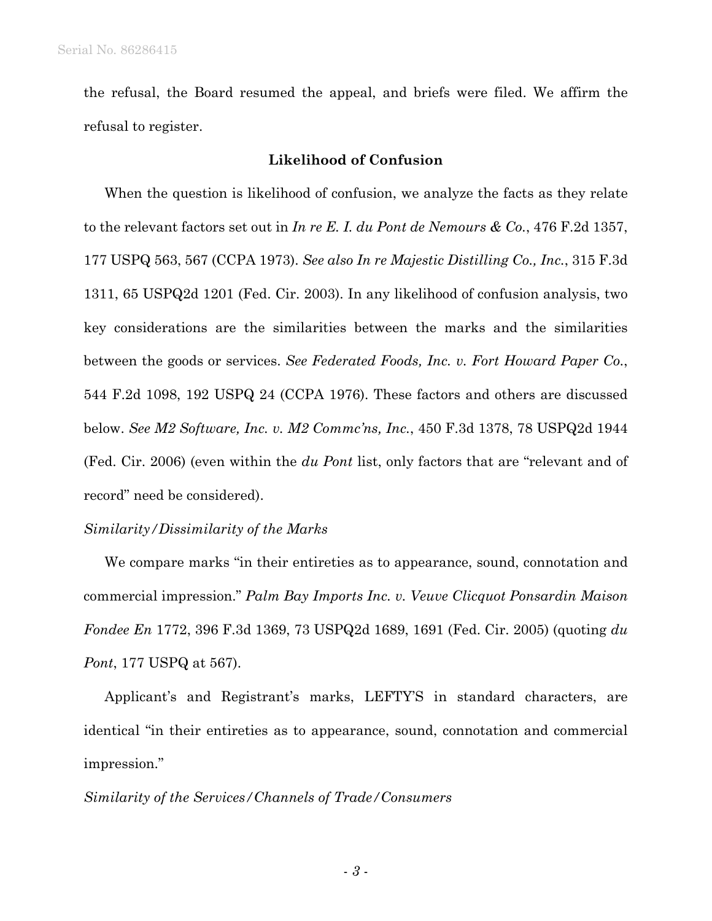the refusal, the Board resumed the appeal, and briefs were filed. We affirm the refusal to register.

## Likelihood of Confusion

When the question is likelihood of confusion, we analyze the facts as they relate to the relevant factors set out in *In re E. I. du Pont de Nemours & Co.*, 476 F.2d 1357, 177 USPQ 563, 567 (CCPA 1973). *See also In re Majestic Distilling Co., Inc.*, 315 F.3d 1311, 65 USPQ2d 1201 (Fed. Cir. 2003). In any likelihood of confusion analysis, two key considerations are the similarities between the marks and the similarities between the goods or services. *See Federated Foods, Inc. v. Fort Howard Paper Co.*, 544 F.2d 1098, 192 USPQ 24 (CCPA 1976). These factors and others are discussed below. *See M2 Software, Inc. v. M2 Commc'ns, Inc.*, 450 F.3d 1378, 78 USPQ2d 1944 (Fed. Cir. 2006) (even within the *du Pont* list, only factors that are "relevant and of record" need be considered).

*Similarity/Dissimilarity of the Marks*

We compare marks "in their entireties as to appearance, sound, connotation and commercial impression." *Palm Bay Imports Inc. v. Veuve Clicquot Ponsardin Maison Fondee En* 1772, 396 F.3d 1369, 73 USPQ2d 1689, 1691 (Fed. Cir. 2005) (quoting *du Pont*, 177 USPQ at 567).

Applicant's and Registrant's marks, LEFTY'S in standard characters, are identical "in their entireties as to appearance, sound, connotation and commercial impression."

*Similarity of the Services/Channels of Trade/Consumers*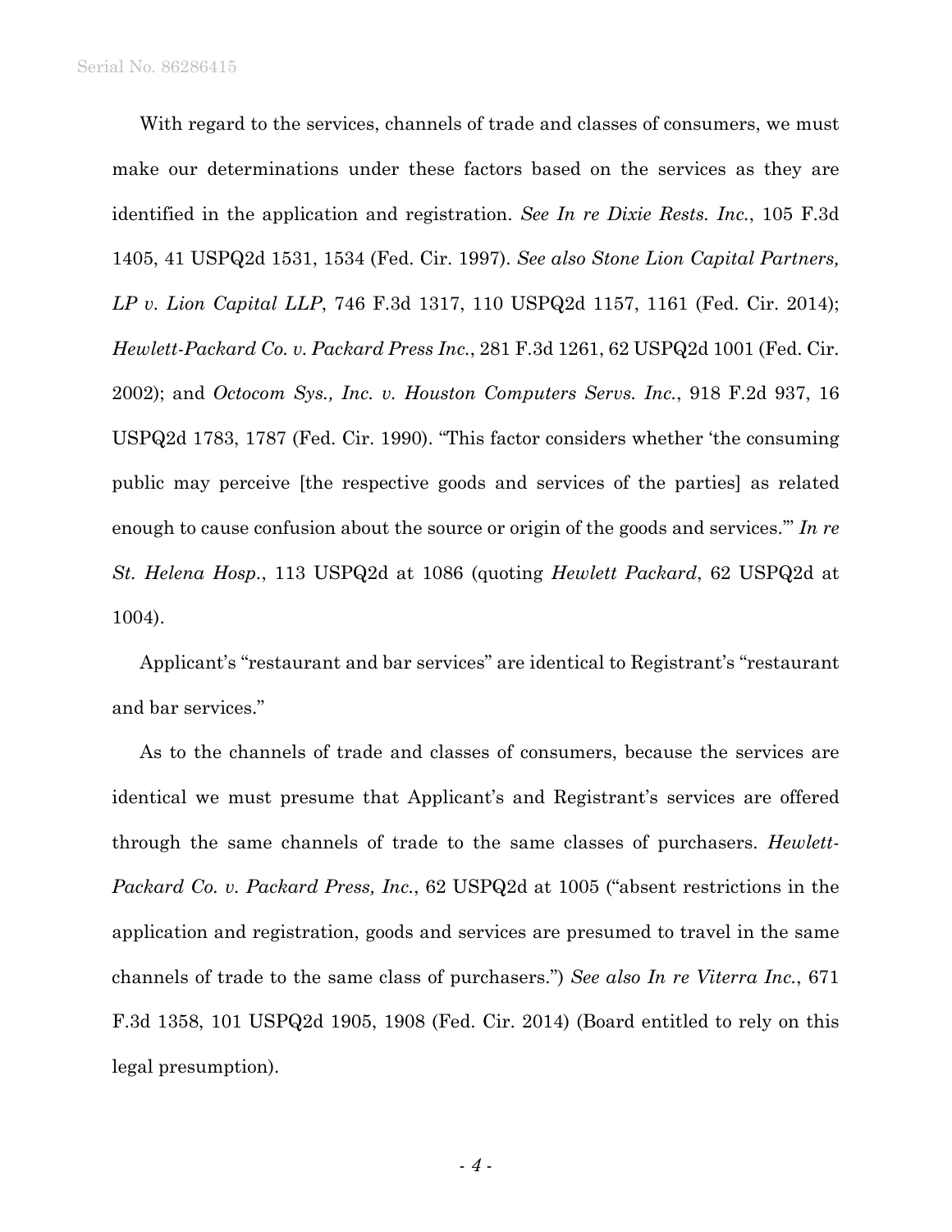With regard to the services, channels of trade and classes of consumers, we must make our determinations under these factors based on the services as they are identified in the application and registration. *See In re Dixie Rests. Inc.*, 105 F.3d 1405, 41 USPQ2d 1531, 1534 (Fed. Cir. 1997). *See also Stone Lion Capital Partners, LP v. Lion Capital LLP*, 746 F.3d 1317, 110 USPQ2d 1157, 1161 (Fed. Cir. 2014); *Hewlett-Packard Co. v. Packard Press Inc.*, 281 F.3d 1261, 62 USPQ2d 1001 (Fed. Cir. 2002); and *Octocom Sys., Inc. v. Houston Computers Servs. Inc.*, 918 F.2d 937, 16 USPQ2d 1783, 1787 (Fed. Cir. 1990). "This factor considers whether 'the consuming public may perceive [the respective goods and services of the parties] as related enough to cause confusion about the source or origin of the goods and services.'" *In re St. Helena Hosp.*, 113 USPQ2d at 1086 (quoting *Hewlett Packard*, 62 USPQ2d at 1004).

Applicant's "restaurant and bar services" are identical to Registrant's "restaurant and bar services."

As to the channels of trade and classes of consumers, because the services are identical we must presume that Applicant's and Registrant's services are offered through the same channels of trade to the same classes of purchasers. *Hewlett-Packard Co. v. Packard Press, Inc.*, 62 USPQ2d at 1005 ("absent restrictions in the application and registration, goods and services are presumed to travel in the same channels of trade to the same class of purchasers.") *See also In re Viterra Inc.*, 671 F.3d 1358, 101 USPQ2d 1905, 1908 (Fed. Cir. 2014) (Board entitled to rely on this legal presumption).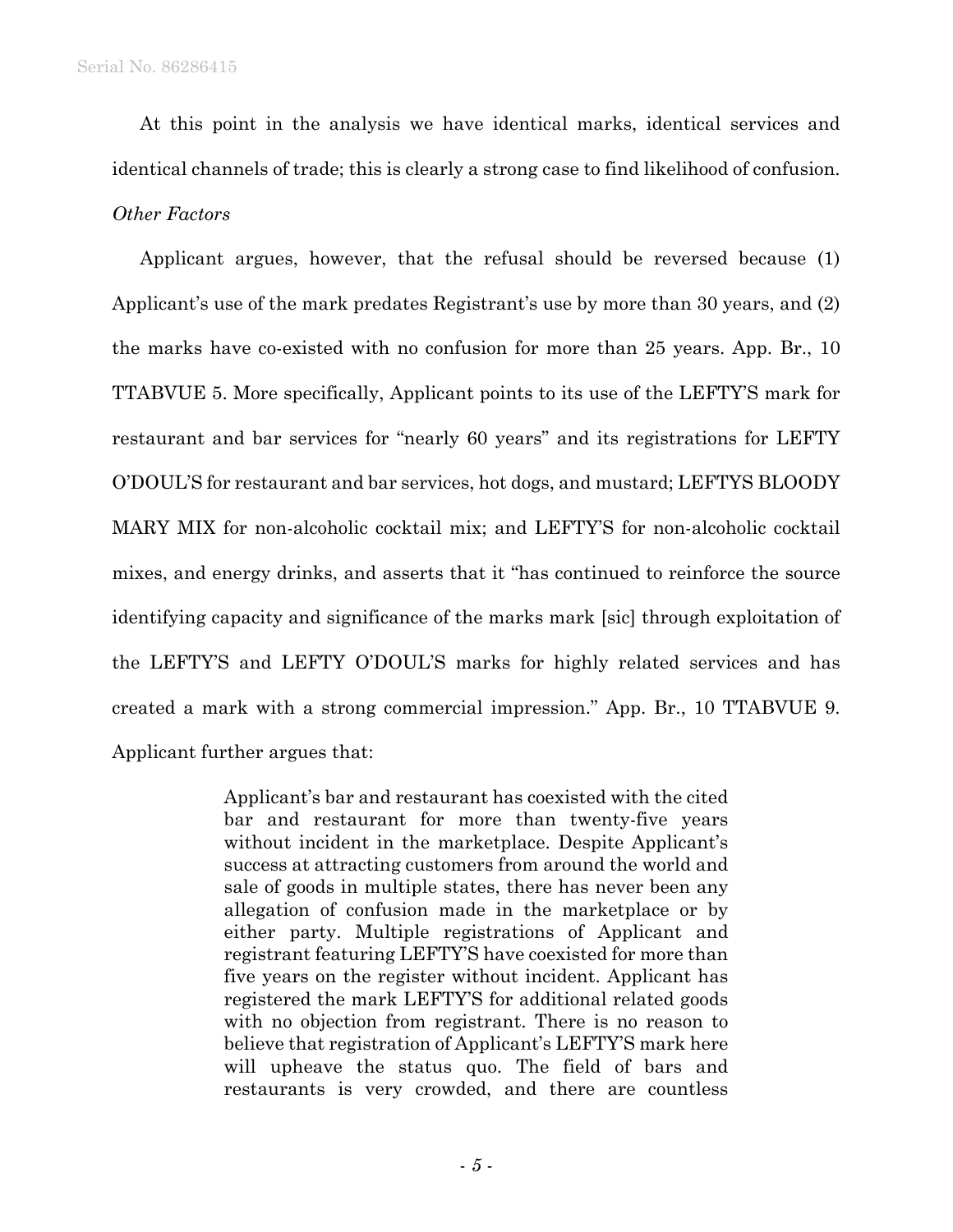At this point in the analysis we have identical marks, identical services and identical channels of trade; this is clearly a strong case to find likelihood of confusion.

*Other Factors*

Applicant argues, however, that the refusal should be reversed because (1) Applicant's use of the mark predates Registrant's use by more than 30 years, and (2) the marks have co-existed with no confusion for more than 25 years. App. Br., 10 TTABVUE 5. More specifically, Applicant points to its use of the LEFTY'S mark for restaurant and bar services for "nearly 60 years" and its registrations for LEFTY O'DOUL'S for restaurant and bar services, hot dogs, and mustard; LEFTYS BLOODY MARY MIX for non-alcoholic cocktail mix; and LEFTY'S for non-alcoholic cocktail mixes, and energy drinks, and asserts that it "has continued to reinforce the source identifying capacity and significance of the marks mark [sic] through exploitation of the LEFTY'S and LEFTY O'DOUL'S marks for highly related services and has created a mark with a strong commercial impression." App. Br., 10 TTABVUE 9. Applicant further argues that:

> Applicant's bar and restaurant has coexisted with the cited bar and restaurant for more than twenty-five years without incident in the marketplace. Despite Applicant's success at attracting customers from around the world and sale of goods in multiple states, there has never been any allegation of confusion made in the marketplace or by either party. Multiple registrations of Applicant and registrant featuring LEFTY'S have coexisted for more than five years on the register without incident. Applicant has registered the mark LEFTY'S for additional related goods with no objection from registrant. There is no reason to believe that registration of Applicant's LEFTY'S mark here will upheave the status quo. The field of bars and restaurants is very crowded, and there are countless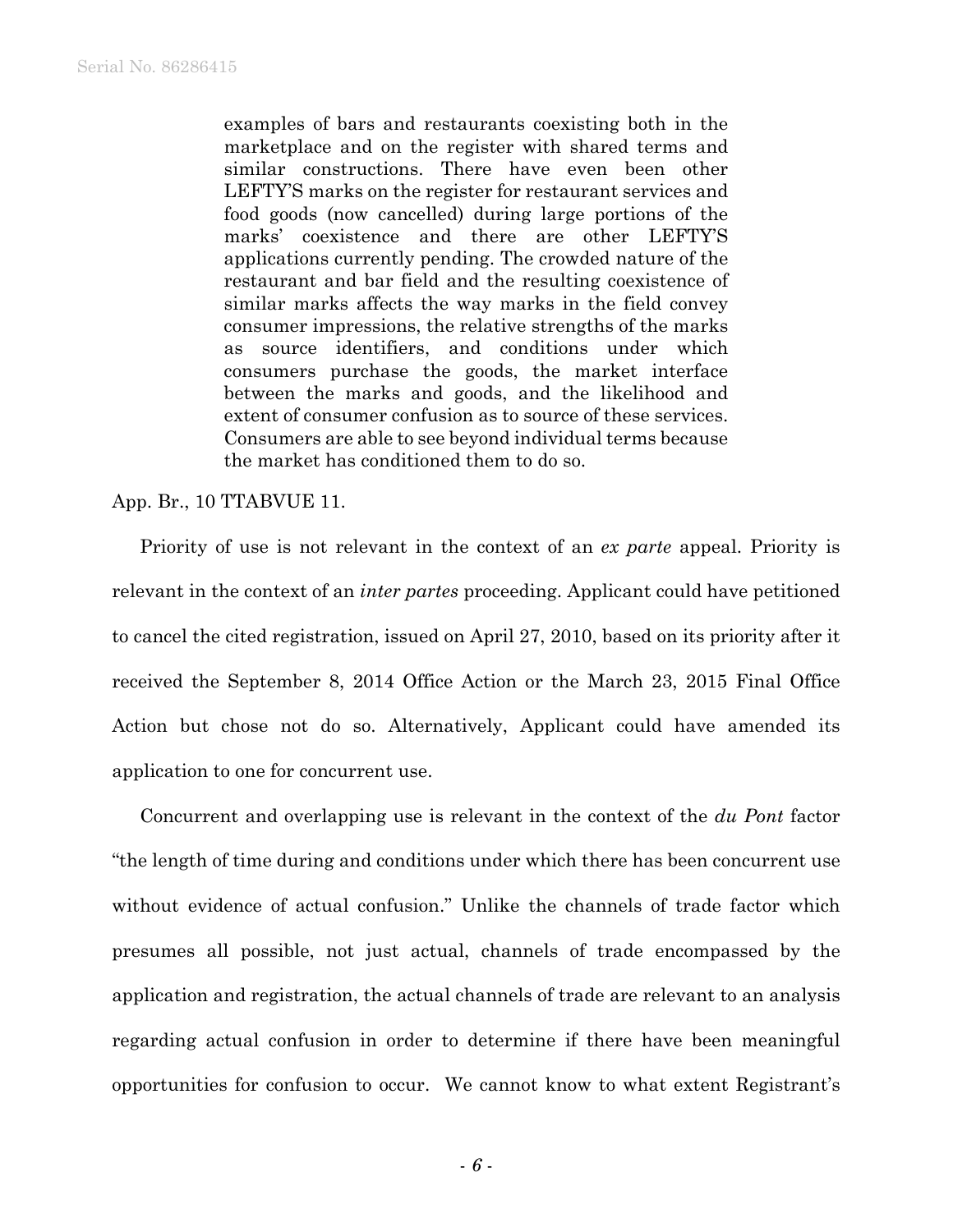> examples of bars and restaurants coexisting both in the marketplace and on the register with shared terms and similar constructions. There have even been other LEFTY'S marks on the register for restaurant services and food goods (now cancelled) during large portions of the marks' coexistence and there are other LEFTY'S applications currently pending. The crowded nature of the restaurant and bar field and the resulting coexistence of similar marks affects the way marks in the field convey consumer impressions, the relative strengths of the marks as source identifiers, and conditions under which consumers purchase the goods, the market interface between the marks and goods, and the likelihood and extent of consumer confusion as to source of these services. Consumers are able to see beyond individual terms because the market has conditioned them to do so.

App. Br., 10 TTABVUE 11.

Priority of use is not relevant in the context of an *ex parte* appeal. Priority is relevant in the context of an *inter partes* proceeding. Applicant could have petitioned to cancel the cited registration, issued on April 27, 2010, based on its priority after it received the September 8, 2014 Office Action or the March 23, 2015 Final Office Action but chose not do so. Alternatively, Applicant could have amended its application to one for concurrent use.

Concurrent and overlapping use is relevant in the context of the *du Pont* factor "the length of time during and conditions under which there has been concurrent use without evidence of actual confusion." Unlike the channels of trade factor which presumes all possible, not just actual, channels of trade encompassed by the application and registration, the actual channels of trade are relevant to an analysis regarding actual confusion in order to determine if there have been meaningful opportunities for confusion to occur. We cannot know to what extent Registrant's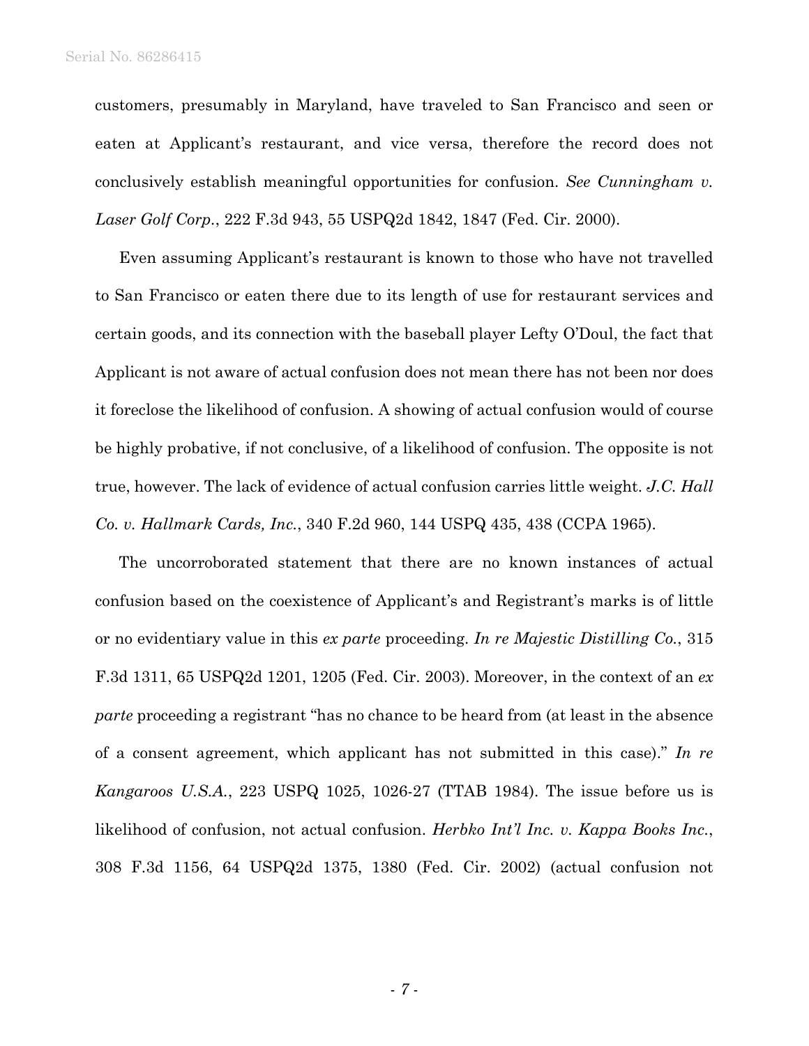customers, presumably in Maryland, have traveled to San Francisco and seen or eaten at Applicant's restaurant, and vice versa, therefore the record does not conclusively establish meaningful opportunities for confusion. *See Cunningham v. Laser Golf Corp*., 222 F.3d 943, 55 USPQ2d 1842, 1847 (Fed. Cir. 2000).

Even assuming Applicant's restaurant is known to those who have not travelled to San Francisco or eaten there due to its length of use for restaurant services and certain goods, and its connection with the baseball player Lefty O'Doul, the fact that Applicant is not aware of actual confusion does not mean there has not been nor does it foreclose the likelihood of confusion. A showing of actual confusion would of course be highly probative, if not conclusive, of a likelihood of confusion. The opposite is not true, however. The lack of evidence of actual confusion carries little weight. *J.C. Hall Co. v. Hallmark Cards, Inc.*, 340 F.2d 960, 144 USPQ 435, 438 (CCPA 1965).

The uncorroborated statement that there are no known instances of actual confusion based on the coexistence of Applicant's and Registrant's marks is of little or no evidentiary value in this *ex parte* proceeding. *In re Majestic Distilling Co.*, 315 F.3d 1311, 65 USPQ2d 1201, 1205 (Fed. Cir. 2003). Moreover, in the context of an *ex parte* proceeding a registrant "has no chance to be heard from (at least in the absence of a consent agreement, which applicant has not submitted in this case)." *In re Kangaroos U.S.A.*, 223 USPQ 1025, 1026-27 (TTAB 1984). The issue before us is likelihood of confusion, not actual confusion. *Herbko Int'l Inc. v. Kappa Books Inc.*, 308 F.3d 1156, 64 USPQ2d 1375, 1380 (Fed. Cir. 2002) (actual confusion not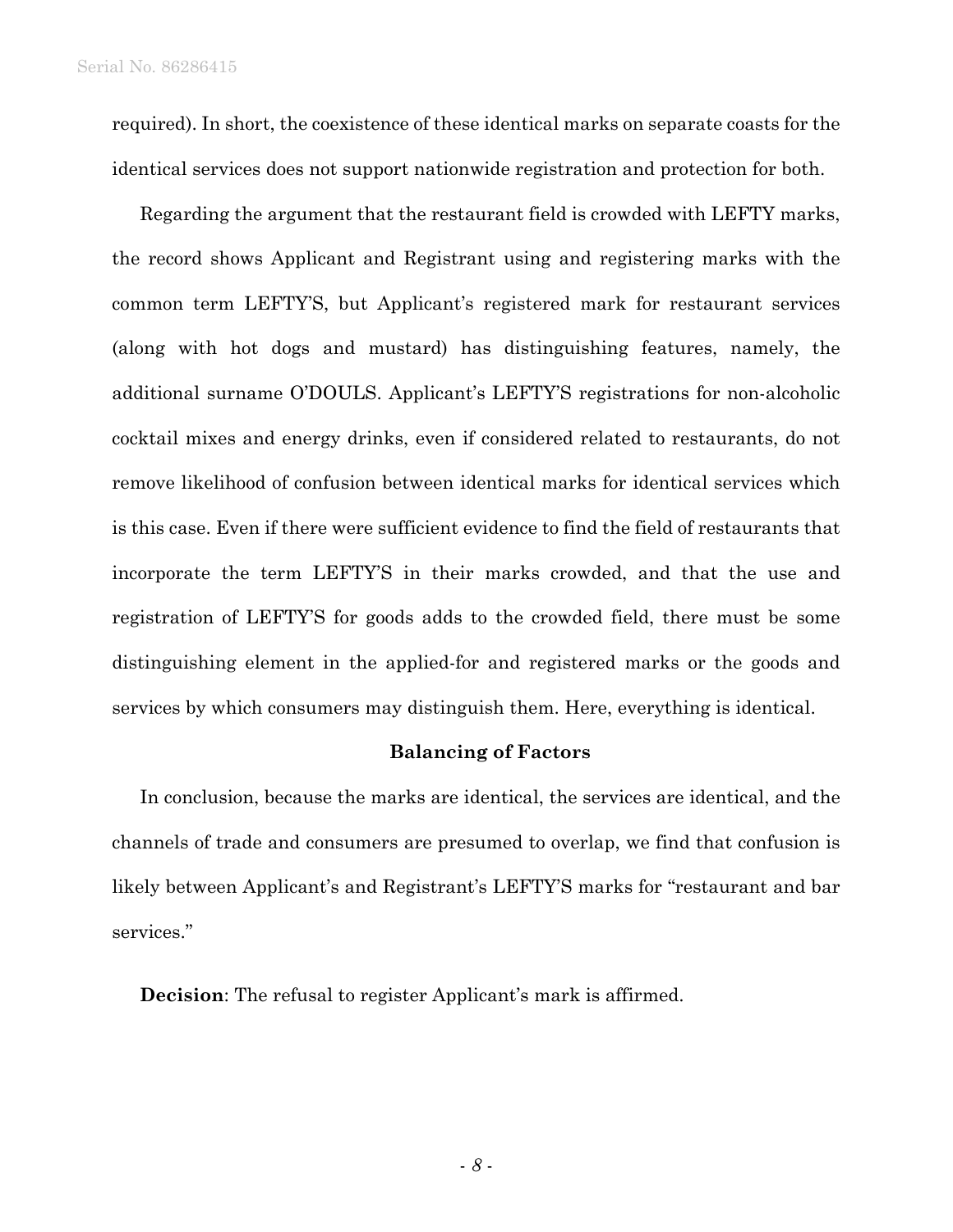required). In short, the coexistence of these identical marks on separate coasts for the identical services does not support nationwide registration and protection for both.

Regarding the argument that the restaurant field is crowded with LEFTY marks, the record shows Applicant and Registrant using and registering marks with the common term LEFTY'S, but Applicant's registered mark for restaurant services (along with hot dogs and mustard) has distinguishing features, namely, the additional surname O'DOULS. Applicant's LEFTY'S registrations for non-alcoholic cocktail mixes and energy drinks, even if considered related to restaurants, do not remove likelihood of confusion between identical marks for identical services which is this case. Even if there were sufficient evidence to find the field of restaurants that incorporate the term LEFTY'S in their marks crowded, and that the use and registration of LEFTY'S for goods adds to the crowded field, there must be some distinguishing element in the applied-for and registered marks or the goods and services by which consumers may distinguish them. Here, everything is identical.

### Balancing of Factors

In conclusion, because the marks are identical, the services are identical, and the channels of trade and consumers are presumed to overlap, we find that confusion is likely between Applicant's and Registrant's LEFTY'S marks for "restaurant and bar services."

**Decision**: The refusal to register Applicant's mark is affirmed.